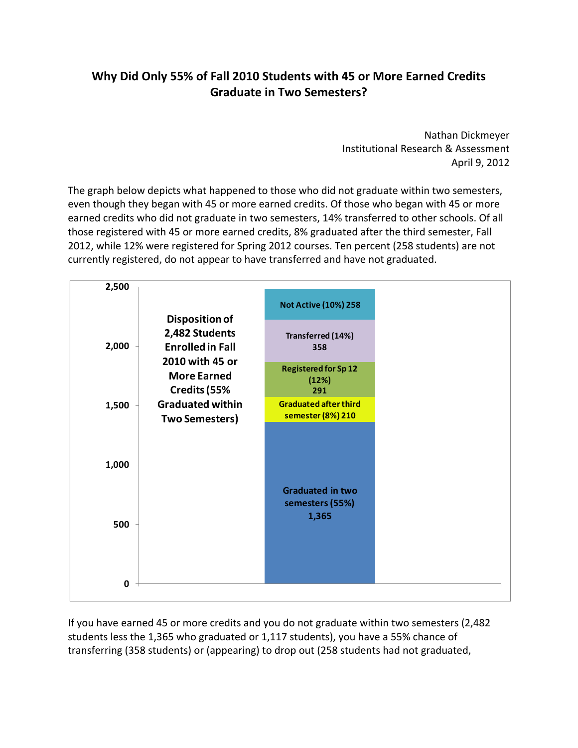# Why Did Only 55% of Fall 2010 Students with 45 or More Earned Credits Graduate in Two Semesters?

Nathan Dickmeyer
Institutional Research & Assessment
April 9, 2012

The graph below depicts what happened to those who did not graduate within two semesters, even though they began with 45 or more earned credits. Of those who began with 45 or more earned credits who did not graduate in two semesters, 14% transferred to other schools. Of all those registered with 45 or more earned credits, 8% graduated after the third semester, Fall 2012, while 12% were registered for Spring 2012 courses. Ten percent (258 students) are not currently registered, do not appear to have transferred and have not graduated.

**Disposition of 2,482 Students Enrolled in Fall 2010 with 45 or More Earned Credits (55% Graduated within Two Semesters)**

| Category | Students |
| --- | --- |
| Not Active (10%) | 258 |
| Transferred (14%) | 358 |
| Registered for Sp 12 (12%) | 291 |
| Graduated after third semester (8%) | 210 |
| Graduated in two semesters (55%) | 1,365 |

If you have earned 45 or more credits and you do not graduate within two semesters (2,482 students less the 1,365 who graduated or 1,117 students), you have a 55% chance of transferring (358 students) or (appearing) to drop out (258 students had not graduated,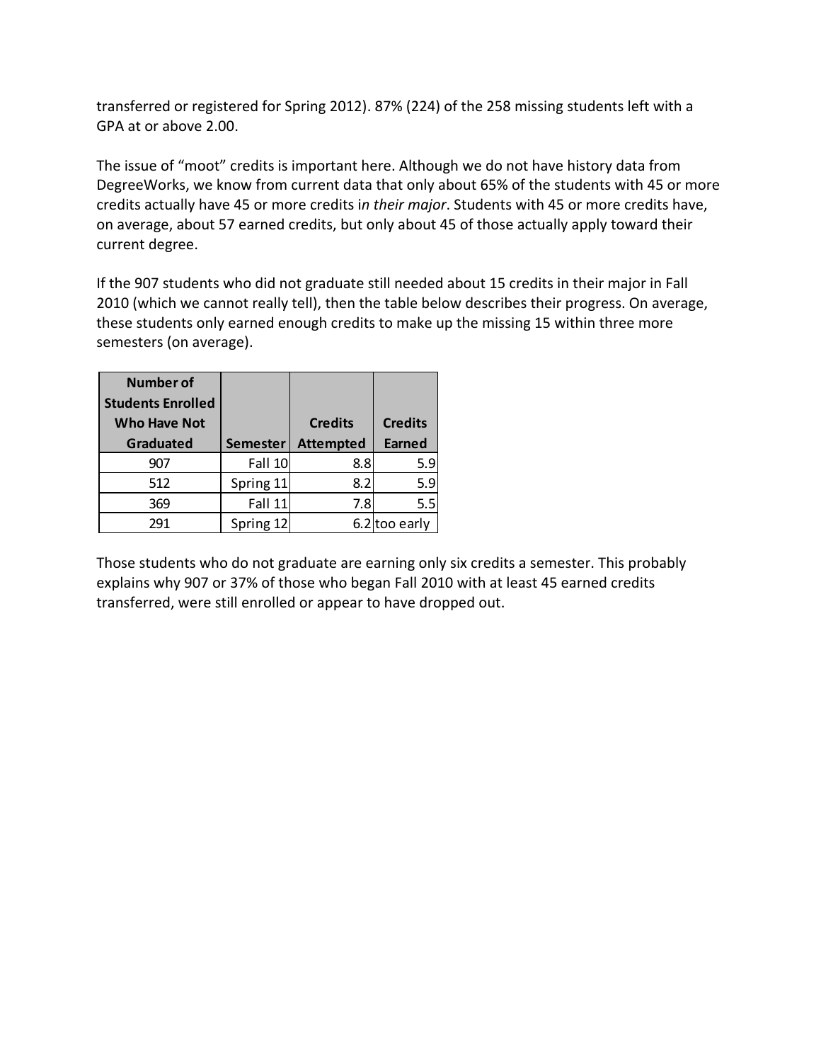transferred or registered for Spring 2012). 87% (224) of the 258 missing students left with a GPA at or above 2.00.

The issue of "moot" credits is important here. Although we do not have history data from DegreeWorks, we know from current data that only about 65% of the students with 45 or more credits actually have 45 or more credits i*n their major*. Students with 45 or more credits have, on average, about 57 earned credits, but only about 45 of those actually apply toward their current degree.

If the 907 students who did not graduate still needed about 15 credits in their major in Fall 2010 (which we cannot really tell), then the table below describes their progress. On average, these students only earned enough credits to make up the missing 15 within three more semesters (on average).

| Number of Students Enrolled Who Have Not Graduated | Semester | Credits Attempted | Credits Earned |
|---|---|---|---|
| 907 | Fall 10 | 8.8 | 5.9 |
| 512 | Spring 11 | 8.2 | 5.9 |
| 369 | Fall 11 | 7.8 | 5.5 |
| 291 | Spring 12 | 6.2 | too early |

Those students who do not graduate are earning only six credits a semester. This probably explains why 907 or 37% of those who began Fall 2010 with at least 45 earned credits transferred, were still enrolled or appear to have dropped out.